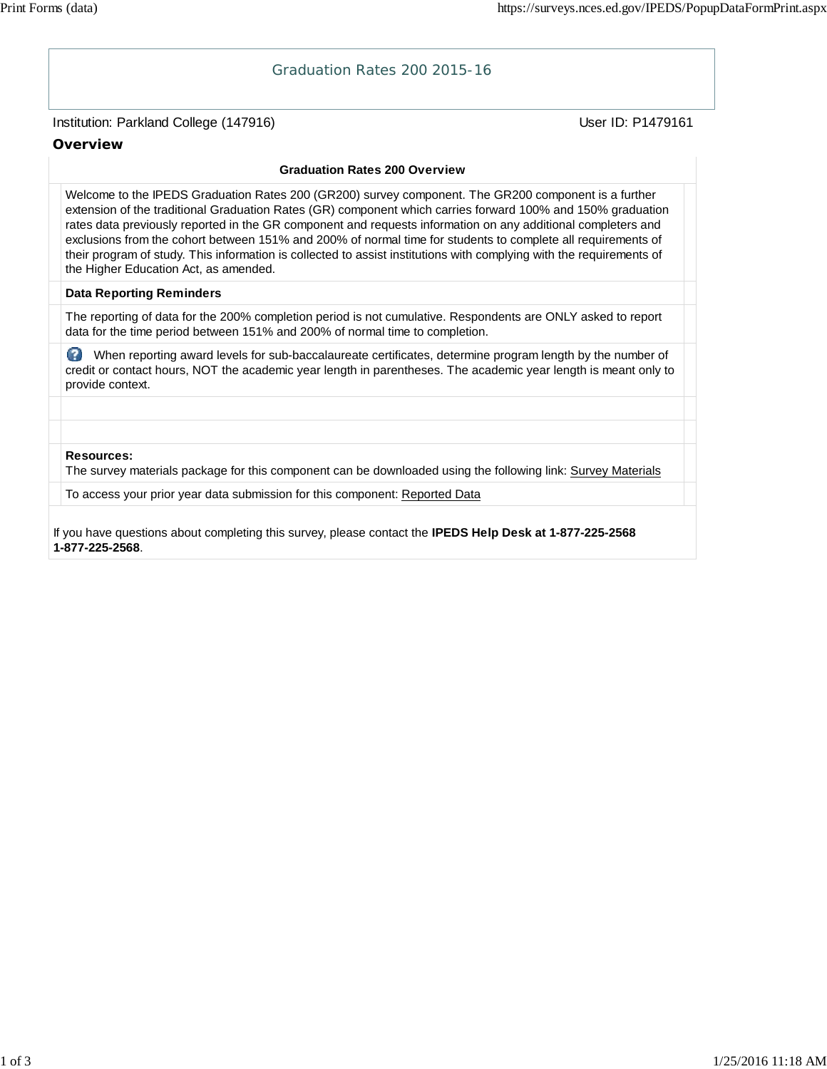# Graduation Rates 200 2015-16

Institution: Parkland College (147916)

User ID: P1479161

## Overview

### Graduation Rates 200 Overview

Welcome to the IPEDS Graduation Rates 200 (GR200) survey component. The GR200 component is a further extension of the traditional Graduation Rates (GR) component which carries forward 100% and 150% graduation rates data previously reported in the GR component and requests information on any additional completers and exclusions from the cohort between 151% and 200% of normal time for students to complete all requirements of their program of study. This information is collected to assist institutions with complying with the requirements of the Higher Education Act, as amended.

**Data Reporting Reminders**

The reporting of data for the 200% completion period is not cumulative. Respondents are ONLY asked to report data for the time period between 151% and 200% of normal time to completion.

When reporting award levels for sub-baccalaureate certificates, determine program length by the number of credit or contact hours, NOT the academic year length in parentheses. The academic year length is meant only to provide context.

**Resources:**
The survey materials package for this component can be downloaded using the following link: Survey Materials

To access your prior year data submission for this component: Reported Data

If you have questions about completing this survey, please contact the **IPEDS Help Desk at 1-877-225-2568 1-877-225-2568**.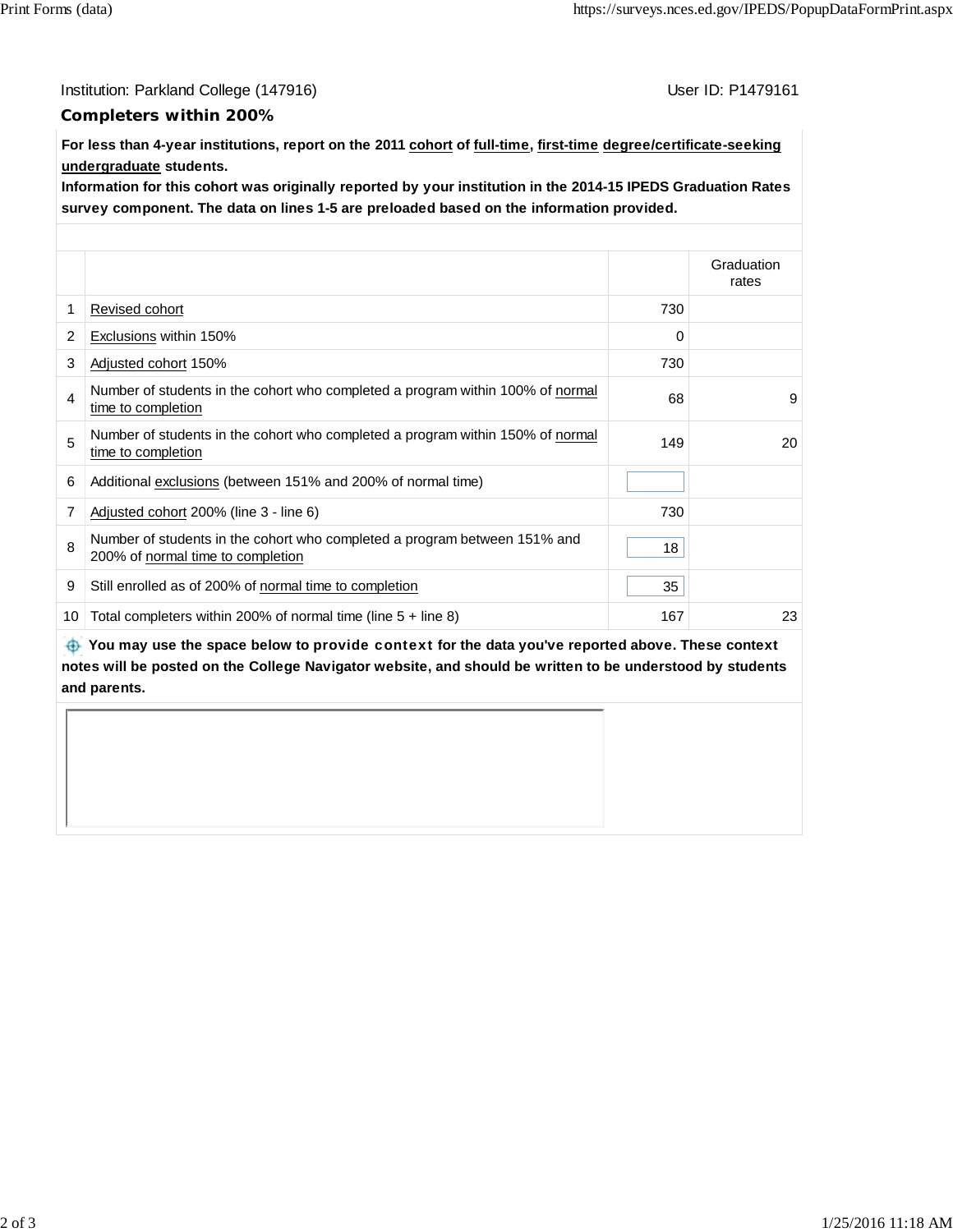Institution: Parkland College (147916) User ID: P1479161

## Completers within 200%

**For less than 4-year institutions, report on the 2011 cohort of full-time, first-time degree/certificate-seeking undergraduate students.**
**Information for this cohort was originally reported by your institution in the 2014-15 IPEDS Graduation Rates survey component. The data on lines 1-5 are preloaded based on the information provided.**

| | | | Graduation rates |
|---|---|---|---|
| 1 | Revised cohort | 730 | |
| 2 | Exclusions within 150% | 0 | |
| 3 | Adjusted cohort 150% | 730 | |
| 4 | Number of students in the cohort who completed a program within 100% of normal time to completion | 68 | 9 |
| 5 | Number of students in the cohort who completed a program within 150% of normal time to completion | 149 | 20 |
| 6 | Additional exclusions (between 151% and 200% of normal time) | | |
| 7 | Adjusted cohort 200% (line 3 - line 6) | 730 | |
| 8 | Number of students in the cohort who completed a program between 151% and 200% of normal time to completion | 18 | |
| 9 | Still enrolled as of 200% of normal time to completion | 35 | |
| 10 | Total completers within 200% of normal time (line 5 + line 8) | 167 | 23 |

**You may use the space below to provide context for the data you've reported above. These context notes will be posted on the College Navigator website, and should be written to be understood by students and parents.**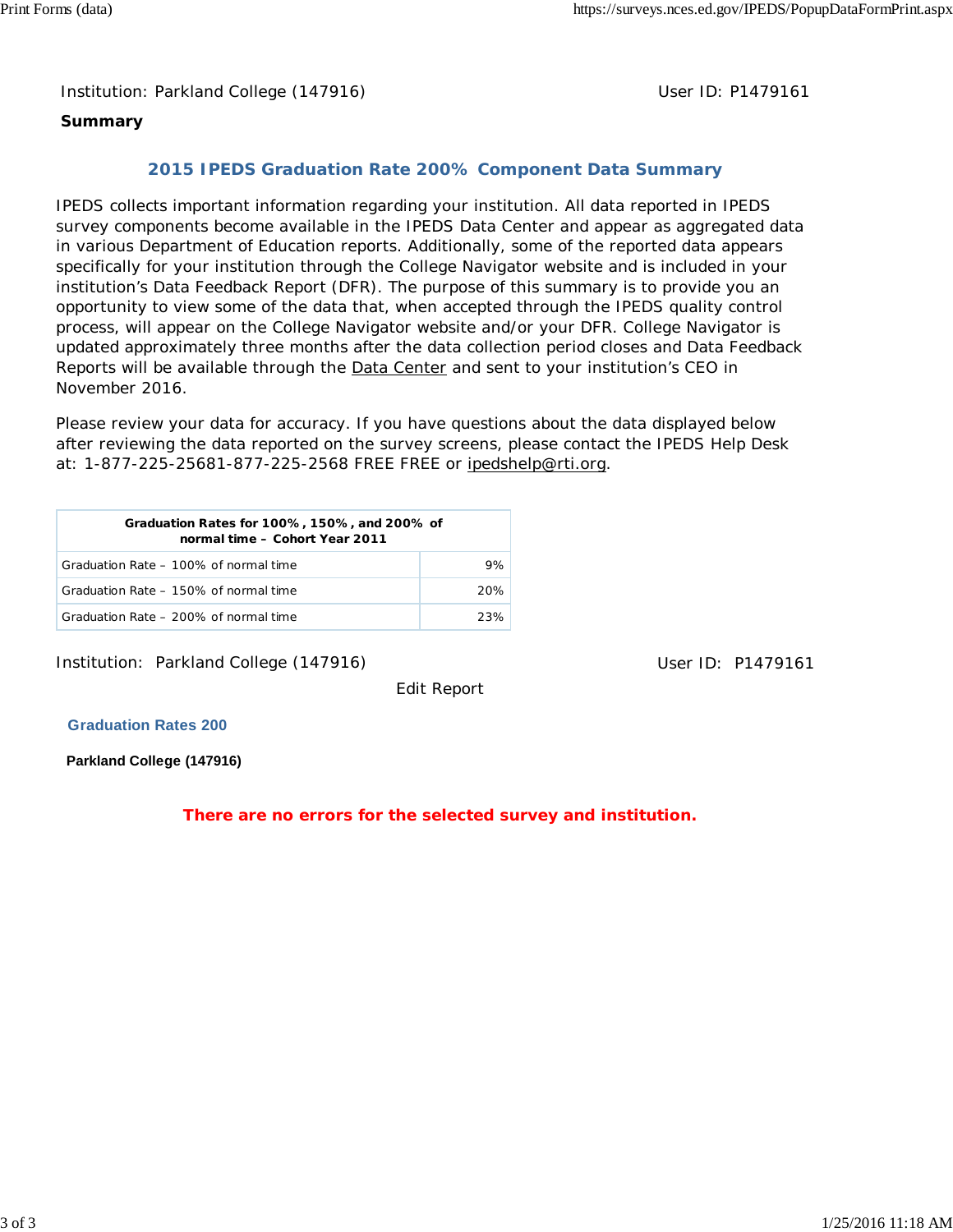Institution: Parkland College (147916) User ID: P1479161

**Summary**

## 2015 IPEDS Graduation Rate 200% Component Data Summary

IPEDS collects important information regarding your institution. All data reported in IPEDS survey components become available in the IPEDS Data Center and appear as aggregated data in various Department of Education reports. Additionally, some of the reported data appears specifically for your institution through the College Navigator website and is included in your institution's Data Feedback Report (DFR). The purpose of this summary is to provide you an opportunity to view some of the data that, when accepted through the IPEDS quality control process, will appear on the College Navigator website and/or your DFR. College Navigator is updated approximately three months after the data collection period closes and Data Feedback Reports will be available through the Data Center and sent to your institution's CEO in November 2016.

Please review your data for accuracy. If you have questions about the data displayed below after reviewing the data reported on the survey screens, please contact the IPEDS Help Desk at: 1-877-225-25681-877-225-2568 FREE FREE or ipedshelp@rti.org.

| Graduation Rates for 100%, 150%, and 200% of normal time – Cohort Year 2011 | |
|---|---|
| Graduation Rate – 100% of normal time | 9% |
| Graduation Rate – 150% of normal time | 20% |
| Graduation Rate – 200% of normal time | 23% |

Institution: Parkland College (147916) User ID: P1479161

Edit Report

### Graduation Rates 200

**Parkland College (147916)**

**There are no errors for the selected survey and institution.**